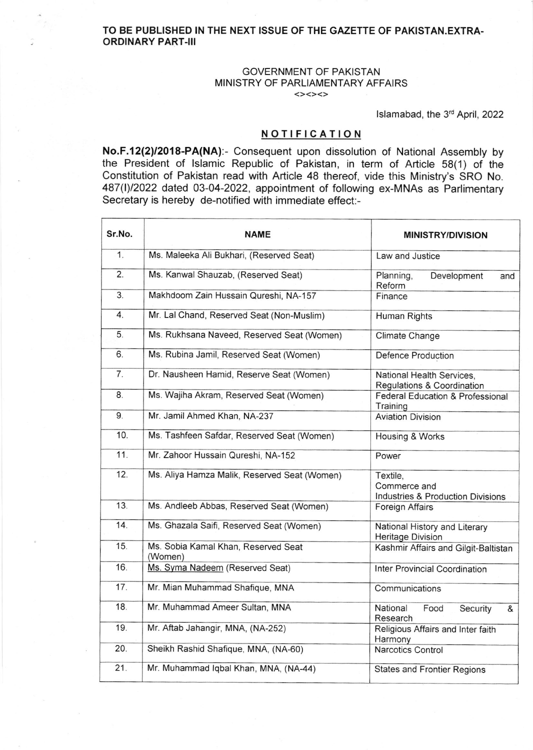**TO BE PUBLISHED IN THE NEXT ISSUE OF THE GAZETTE OF PAKISTAN.EXTRA-ORDINARY PART-III**

GOVERNMENT OF PAKISTAN
MINISTRY OF PARLIAMENTARY AFFAIRS
<><><>

Islamabad, the 3rd April, 2022

## NOTIFICATION

**No.F.12(2)/2018-PA(NA)**:- Consequent upon dissolution of National Assembly by the President of Islamic Republic of Pakistan, in term of Article 58(1) of the Constitution of Pakistan read with Article 48 thereof, vide this Ministry's SRO No. 487(I)/2022 dated 03-04-2022, appointment of following ex-MNAs as Parlimentary Secretary is hereby de-notified with immediate effect:-

| Sr.No. | NAME | MINISTRY/DIVISION |
|---|---|---|
| 1. | Ms. Maleeka Ali Bukhari, (Reserved Seat) | Law and Justice |
| 2. | Ms. Kanwal Shauzab, (Reserved Seat) | Planning, Development and Reform |
| 3. | Makhdoom Zain Hussain Qureshi, NA-157 | Finance |
| 4. | Mr. Lal Chand, Reserved Seat (Non-Muslim) | Human Rights |
| 5. | Ms. Rukhsana Naveed, Reserved Seat (Women) | Climate Change |
| 6. | Ms. Rubina Jamil, Reserved Seat (Women) | Defence Production |
| 7. | Dr. Nausheen Hamid, Reserve Seat (Women) | National Health Services, Regulations & Coordination |
| 8. | Ms. Wajiha Akram, Reserved Seat (Women) | Federal Education & Professional Training |
| 9. | Mr. Jamil Ahmed Khan, NA-237 | Aviation Division |
| 10. | Ms. Tashfeen Safdar, Reserved Seat (Women) | Housing & Works |
| 11. | Mr. Zahoor Hussain Qureshi, NA-152 | Power |
| 12. | Ms. Aliya Hamza Malik, Reserved Seat (Women) | Textile, Commerce and Industries & Production Divisions |
| 13. | Ms. Andleeb Abbas, Reserved Seat (Women) | Foreign Affairs |
| 14. | Ms. Ghazala Saifi, Reserved Seat (Women) | National History and Literary Heritage Division |
| 15. | Ms. Sobia Kamal Khan, Reserved Seat (Women) | Kashmir Affairs and Gilgit-Baltistan |
| 16. | Ms. Syma Nadeem (Reserved Seat) | Inter Provincial Coordination |
| 17. | Mr. Mian Muhammad Shafique, MNA | Communications |
| 18. | Mr. Muhammad Ameer Sultan, MNA | National Food Security & Research |
| 19. | Mr. Aftab Jahangir, MNA, (NA-252) | Religious Affairs and Inter faith Harmony |
| 20. | Sheikh Rashid Shafique, MNA, (NA-60) | Narcotics Control |
| 21. | Mr. Muhammad Iqbal Khan, MNA, (NA-44) | States and Frontier Regions |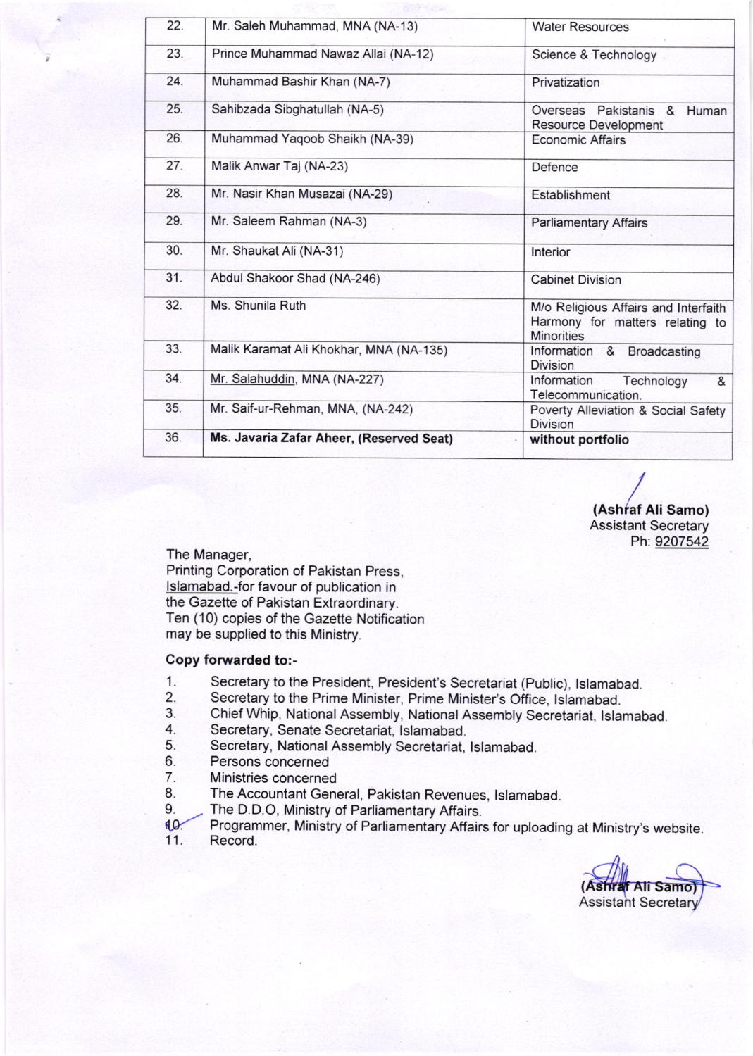| | | |
|---|---|---|
| 22. | Mr. Saleh Muhammad, MNA (NA-13) | Water Resources |
| 23. | Prince Muhammad Nawaz Allai (NA-12) | Science & Technology |
| 24. | Muhammad Bashir Khan (NA-7) | Privatization |
| 25. | Sahibzada Sibghatullah (NA-5) | Overseas Pakistanis & Human Resource Development |
| 26. | Muhammad Yaqoob Shaikh (NA-39) | Economic Affairs |
| 27. | Malik Anwar Taj (NA-23) | Defence |
| 28. | Mr. Nasir Khan Musazai (NA-29) | Establishment |
| 29. | Mr. Saleem Rahman (NA-3) | Parliamentary Affairs |
| 30. | Mr. Shaukat Ali (NA-31) | Interior |
| 31. | Abdul Shakoor Shad (NA-246) | Cabinet Division |
| 32. | Ms. Shunila Ruth | M/o Religious Affairs and Interfaith Harmony for matters relating to Minorities |
| 33. | Malik Karamat Ali Khokhar, MNA (NA-135) | Information & Broadcasting Division |
| 34. | Mr. Salahuddin, MNA (NA-227) | Information Technology & Telecommunication. |
| 35. | Mr. Saif-ur-Rehman, MNA, (NA-242) | Poverty Alleviation & Social Safety Division |
| 36. | **Ms. Javaria Zafar Aheer, (Reserved Seat)** | **without portfolio** |

**(Ashraf Ali Samo)**
Assistant Secretary
Ph: 9207542

The Manager,
Printing Corporation of Pakistan Press,
Islamabad.-for favour of publication in the Gazette of Pakistan Extraordinary.
Ten (10) copies of the Gazette Notification may be supplied to this Ministry.

**Copy forwarded to:-**

1. Secretary to the President, President's Secretariat (Public), Islamabad.
2. Secretary to the Prime Minister, Prime Minister's Office, Islamabad.
3. Chief Whip, National Assembly, National Assembly Secretariat, Islamabad.
4. Secretary, Senate Secretariat, Islamabad.
5. Secretary, National Assembly Secretariat, Islamabad.
6. Persons concerned
7. Ministries concerned
8. The Accountant General, Pakistan Revenues, Islamabad.
9. The D.D.O, Ministry of Parliamentary Affairs.
10. Programmer, Ministry of Parliamentary Affairs for uploading at Ministry's website.
11. Record.

**(Ashraf Ali Samo)**
Assistant Secretary